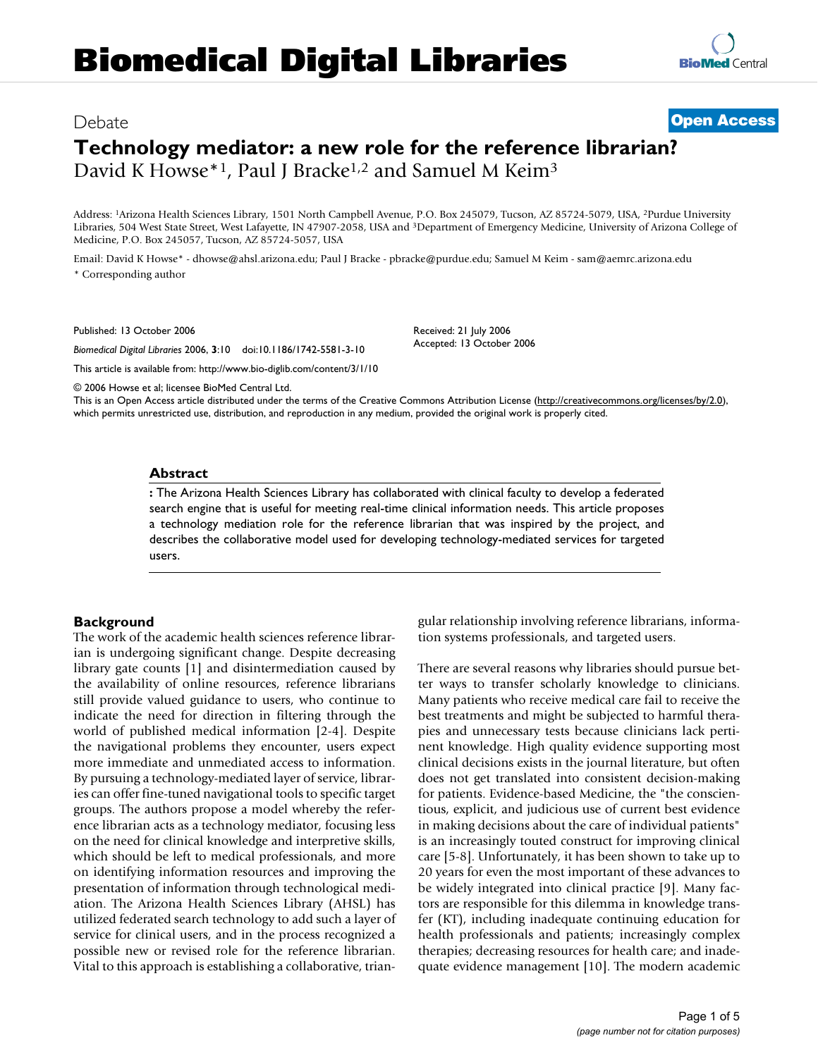# Biomedical Digital Libraries

Debate

**Open Access**

# Technology mediator: a new role for the reference librarian?

David K Howse*[1], Paul J Bracke[1,2] and Samuel M Keim[3]

Address: [1]Arizona Health Sciences Library, 1501 North Campbell Avenue, P.O. Box 245079, Tucson, AZ 85724-5079, USA, [2]Purdue University Libraries, 504 West State Street, West Lafayette, IN 47907-2058, USA and [3]Department of Emergency Medicine, University of Arizona College of Medicine, P.O. Box 245057, Tucson, AZ 85724-5057, USA

Email: David K Howse* - dhowse@ahsl.arizona.edu; Paul J Bracke - pbracke@purdue.edu; Samuel M Keim - sam@aemrc.arizona.edu

* Corresponding author

Published: 13 October 2006

*Biomedical Digital Libraries* 2006, **3**:10 doi:10.1186/1742-5581-3-10

Received: 21 July 2006
Accepted: 13 October 2006

This article is available from: http://www.bio-diglib.com/content/3/1/10

© 2006 Howse et al; licensee BioMed Central Ltd.

This is an Open Access article distributed under the terms of the Creative Commons Attribution License (http://creativecommons.org/licenses/by/2.0), which permits unrestricted use, distribution, and reproduction in any medium, provided the original work is properly cited.

## Abstract

**:** The Arizona Health Sciences Library has collaborated with clinical faculty to develop a federated search engine that is useful for meeting real-time clinical information needs. This article proposes a technology mediation role for the reference librarian that was inspired by the project, and describes the collaborative model used for developing technology-mediated services for targeted users.

## Background

The work of the academic health sciences reference librarian is undergoing significant change. Despite decreasing library gate counts [1] and disintermediation caused by the availability of online resources, reference librarians still provide valued guidance to users, who continue to indicate the need for direction in filtering through the world of published medical information [2-4]. Despite the navigational problems they encounter, users expect more immediate and unmediated access to information. By pursuing a technology-mediated layer of service, libraries can offer fine-tuned navigational tools to specific target groups. The authors propose a model whereby the reference librarian acts as a technology mediator, focusing less on the need for clinical knowledge and interpretive skills, which should be left to medical professionals, and more on identifying information resources and improving the presentation of information through technological mediation. The Arizona Health Sciences Library (AHSL) has utilized federated search technology to add such a layer of service for clinical users, and in the process recognized a possible new or revised role for the reference librarian. Vital to this approach is establishing a collaborative, triangular relationship involving reference librarians, information systems professionals, and targeted users.

There are several reasons why libraries should pursue better ways to transfer scholarly knowledge to clinicians. Many patients who receive medical care fail to receive the best treatments and might be subjected to harmful therapies and unnecessary tests because clinicians lack pertinent knowledge. High quality evidence supporting most clinical decisions exists in the journal literature, but often does not get translated into consistent decision-making for patients. Evidence-based Medicine, the "the conscientious, explicit, and judicious use of current best evidence in making decisions about the care of individual patients" is an increasingly touted construct for improving clinical care [5-8]. Unfortunately, it has been shown to take up to 20 years for even the most important of these advances to be widely integrated into clinical practice [9]. Many factors are responsible for this dilemma in knowledge transfer (KT), including inadequate continuing education for health professionals and patients; increasingly complex therapies; decreasing resources for health care; and inadequate evidence management [10]. The modern academic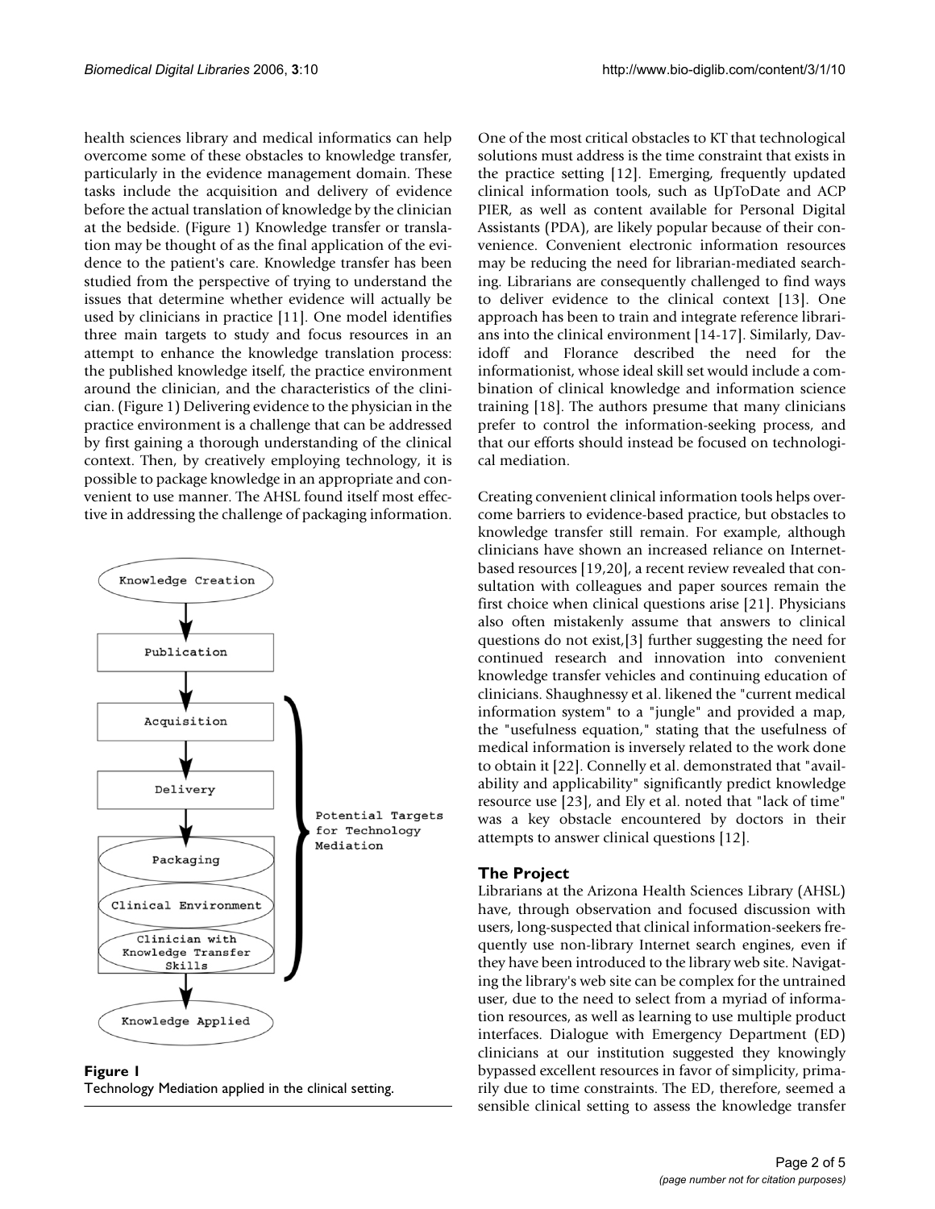health sciences library and medical informatics can help overcome some of these obstacles to knowledge transfer, particularly in the evidence management domain. These tasks include the acquisition and delivery of evidence before the actual translation of knowledge by the clinician at the bedside. (Figure 1) Knowledge transfer or translation may be thought of as the final application of the evidence to the patient's care. Knowledge transfer has been studied from the perspective of trying to understand the issues that determine whether evidence will actually be used by clinicians in practice [11]. One model identifies three main targets to study and focus resources in an attempt to enhance the knowledge translation process: the published knowledge itself, the practice environment around the clinician, and the characteristics of the clinician. (Figure 1) Delivering evidence to the physician in the practice environment is a challenge that can be addressed by first gaining a thorough understanding of the clinical context. Then, by creatively employing technology, it is possible to package knowledge in an appropriate and convenient to use manner. The AHSL found itself most effective in addressing the challenge of packaging information.

Knowledge Creation

Publication

Acquisition

Delivery

Packaging

Clinical Environment

Clinician with Knowledge Transfer Skills

Knowledge Applied

Potential Targets for Technology Mediation

**Figure 1**
Technology Mediation applied in the clinical setting.

One of the most critical obstacles to KT that technological solutions must address is the time constraint that exists in the practice setting [12]. Emerging, frequently updated clinical information tools, such as UpToDate and ACP PIER, as well as content available for Personal Digital Assistants (PDA), are likely popular because of their convenience. Convenient electronic information resources may be reducing the need for librarian-mediated searching. Librarians are consequently challenged to find ways to deliver evidence to the clinical context [13]. One approach has been to train and integrate reference librarians into the clinical environment [14-17]. Similarly, Davidoff and Florance described the need for the informationist, whose ideal skill set would include a combination of clinical knowledge and information science training [18]. The authors presume that many clinicians prefer to control the information-seeking process, and that our efforts should instead be focused on technological mediation.

Creating convenient clinical information tools helps overcome barriers to evidence-based practice, but obstacles to knowledge transfer still remain. For example, although clinicians have shown an increased reliance on Internet-based resources [19,20], a recent review revealed that consultation with colleagues and paper sources remain the first choice when clinical questions arise [21]. Physicians also often mistakenly assume that answers to clinical questions do not exist,[3] further suggesting the need for continued research and innovation into convenient knowledge transfer vehicles and continuing education of clinicians. Shaughnessy et al. likened the "current medical information system" to a "jungle" and provided a map, the "usefulness equation," stating that the usefulness of medical information is inversely related to the work done to obtain it [22]. Connelly et al. demonstrated that "availability and applicability" significantly predict knowledge resource use [23], and Ely et al. noted that "lack of time" was a key obstacle encountered by doctors in their attempts to answer clinical questions [12].

## The Project

Librarians at the Arizona Health Sciences Library (AHSL) have, through observation and focused discussion with users, long-suspected that clinical information-seekers frequently use non-library Internet search engines, even if they have been introduced to the library web site. Navigating the library's web site can be complex for the untrained user, due to the need to select from a myriad of information resources, as well as learning to use multiple product interfaces. Dialogue with Emergency Department (ED) clinicians at our institution suggested they knowingly bypassed excellent resources in favor of simplicity, primarily due to time constraints. The ED, therefore, seemed a sensible clinical setting to assess the knowledge transfer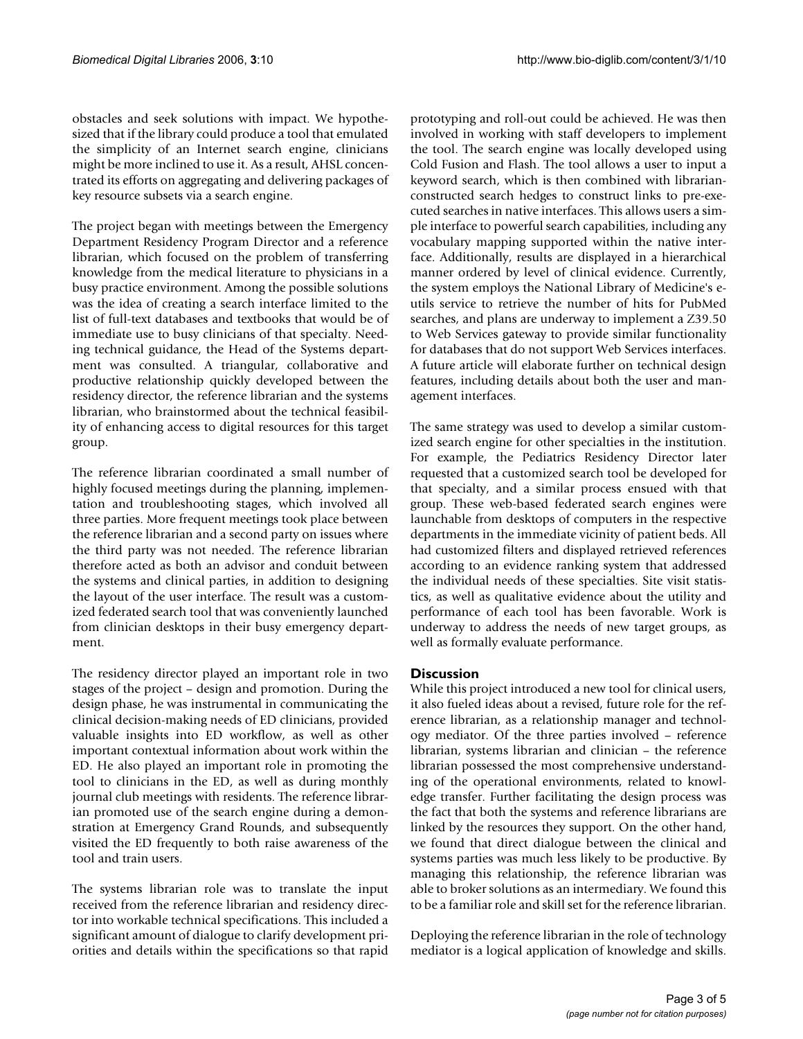obstacles and seek solutions with impact. We hypothesized that if the library could produce a tool that emulated the simplicity of an Internet search engine, clinicians might be more inclined to use it. As a result, AHSL concentrated its efforts on aggregating and delivering packages of key resource subsets via a search engine.

The project began with meetings between the Emergency Department Residency Program Director and a reference librarian, which focused on the problem of transferring knowledge from the medical literature to physicians in a busy practice environment. Among the possible solutions was the idea of creating a search interface limited to the list of full-text databases and textbooks that would be of immediate use to busy clinicians of that specialty. Needing technical guidance, the Head of the Systems department was consulted. A triangular, collaborative and productive relationship quickly developed between the residency director, the reference librarian and the systems librarian, who brainstormed about the technical feasibility of enhancing access to digital resources for this target group.

The reference librarian coordinated a small number of highly focused meetings during the planning, implementation and troubleshooting stages, which involved all three parties. More frequent meetings took place between the reference librarian and a second party on issues where the third party was not needed. The reference librarian therefore acted as both an advisor and conduit between the systems and clinical parties, in addition to designing the layout of the user interface. The result was a customized federated search tool that was conveniently launched from clinician desktops in their busy emergency department.

The residency director played an important role in two stages of the project – design and promotion. During the design phase, he was instrumental in communicating the clinical decision-making needs of ED clinicians, provided valuable insights into ED workflow, as well as other important contextual information about work within the ED. He also played an important role in promoting the tool to clinicians in the ED, as well as during monthly journal club meetings with residents. The reference librarian promoted use of the search engine during a demonstration at Emergency Grand Rounds, and subsequently visited the ED frequently to both raise awareness of the tool and train users.

The systems librarian role was to translate the input received from the reference librarian and residency director into workable technical specifications. This included a significant amount of dialogue to clarify development priorities and details within the specifications so that rapid prototyping and roll-out could be achieved. He was then involved in working with staff developers to implement the tool. The search engine was locally developed using Cold Fusion and Flash. The tool allows a user to input a keyword search, which is then combined with librarian-constructed search hedges to construct links to pre-executed searches in native interfaces. This allows users a simple interface to powerful search capabilities, including any vocabulary mapping supported within the native interface. Additionally, results are displayed in a hierarchical manner ordered by level of clinical evidence. Currently, the system employs the National Library of Medicine's e-utils service to retrieve the number of hits for PubMed searches, and plans are underway to implement a Z39.50 to Web Services gateway to provide similar functionality for databases that do not support Web Services interfaces. A future article will elaborate further on technical design features, including details about both the user and management interfaces.

The same strategy was used to develop a similar customized search engine for other specialties in the institution. For example, the Pediatrics Residency Director later requested that a customized search tool be developed for that specialty, and a similar process ensued with that group. These web-based federated search engines were launchable from desktops of computers in the respective departments in the immediate vicinity of patient beds. All had customized filters and displayed retrieved references according to an evidence ranking system that addressed the individual needs of these specialties. Site visit statistics, as well as qualitative evidence about the utility and performance of each tool has been favorable. Work is underway to address the needs of new target groups, as well as formally evaluate performance.

## Discussion

While this project introduced a new tool for clinical users, it also fueled ideas about a revised, future role for the reference librarian, as a relationship manager and technology mediator. Of the three parties involved – reference librarian, systems librarian and clinician – the reference librarian possessed the most comprehensive understanding of the operational environments, related to knowledge transfer. Further facilitating the design process was the fact that both the systems and reference librarians are linked by the resources they support. On the other hand, we found that direct dialogue between the clinical and systems parties was much less likely to be productive. By managing this relationship, the reference librarian was able to broker solutions as an intermediary. We found this to be a familiar role and skill set for the reference librarian.

Deploying the reference librarian in the role of technology mediator is a logical application of knowledge and skills.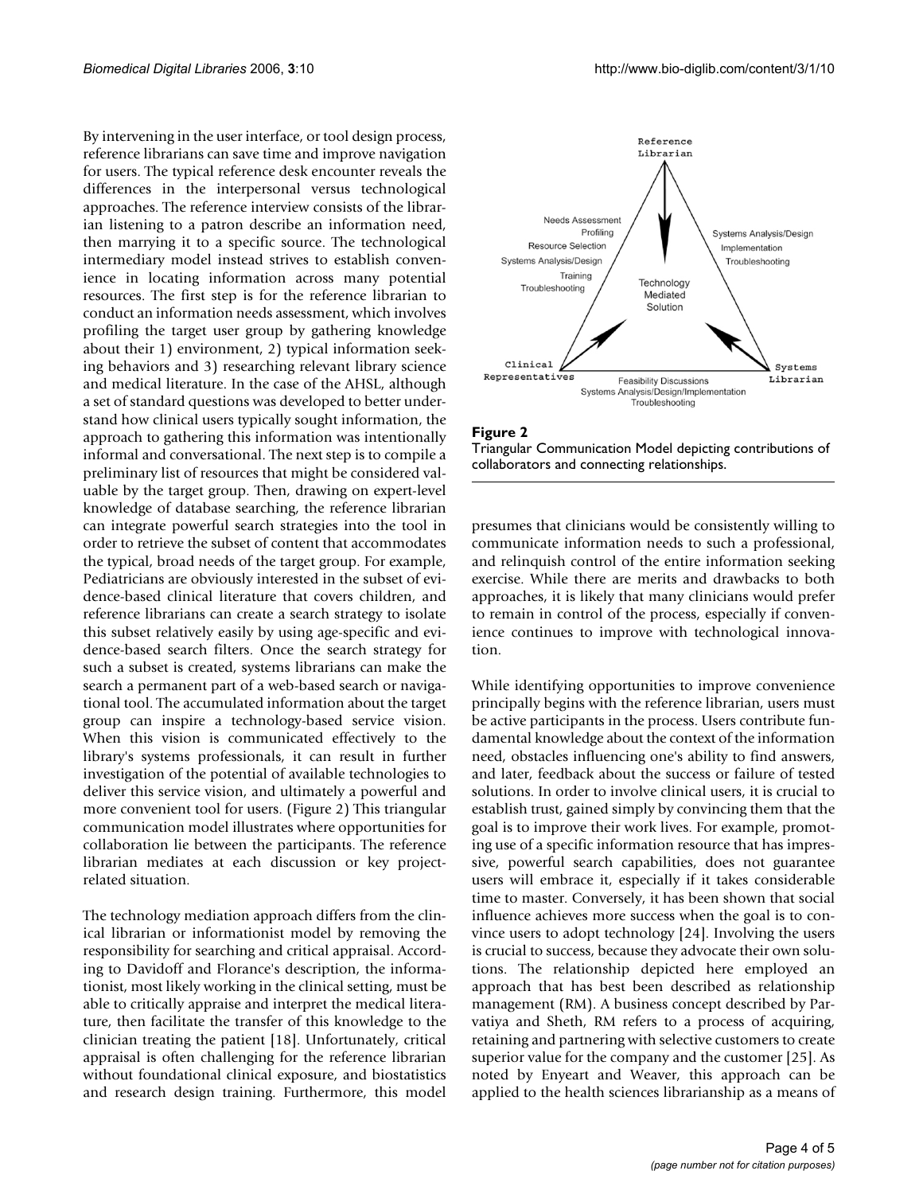By intervening in the user interface, or tool design process, reference librarians can save time and improve navigation for users. The typical reference desk encounter reveals the differences in the interpersonal versus technological approaches. The reference interview consists of the librarian listening to a patron describe an information need, then marrying it to a specific source. The technological intermediary model instead strives to establish convenience in locating information across many potential resources. The first step is for the reference librarian to conduct an information needs assessment, which involves profiling the target user group by gathering knowledge about their 1) environment, 2) typical information seeking behaviors and 3) researching relevant library science and medical literature. In the case of the AHSL, although a set of standard questions was developed to better understand how clinical users typically sought information, the approach to gathering this information was intentionally informal and conversational. The next step is to compile a preliminary list of resources that might be considered valuable by the target group. Then, drawing on expert-level knowledge of database searching, the reference librarian can integrate powerful search strategies into the tool in order to retrieve the subset of content that accommodates the typical, broad needs of the target group. For example, Pediatricians are obviously interested in the subset of evidence-based clinical literature that covers children, and reference librarians can create a search strategy to isolate this subset relatively easily by using age-specific and evidence-based search filters. Once the search strategy for such a subset is created, systems librarians can make the search a permanent part of a web-based search or navigational tool. The accumulated information about the target group can inspire a technology-based service vision. When this vision is communicated effectively to the library's systems professionals, it can result in further investigation of the potential of available technologies to deliver this service vision, and ultimately a powerful and more convenient tool for users. (Figure 2) This triangular communication model illustrates where opportunities for collaboration lie between the participants. The reference librarian mediates at each discussion or key project-related situation.

The technology mediation approach differs from the clinical librarian or informationist model by removing the responsibility for searching and critical appraisal. According to Davidoff and Florance's description, the informationist, most likely working in the clinical setting, must be able to critically appraise and interpret the medical literature, then facilitate the transfer of this knowledge to the clinician treating the patient [18]. Unfortunately, critical appraisal is often challenging for the reference librarian without foundational clinical exposure, and biostatistics and research design training. Furthermore, this model presumes that clinicians would be consistently willing to communicate information needs to such a professional, and relinquish control of the entire information seeking exercise. While there are merits and drawbacks to both approaches, it is likely that many clinicians would prefer to remain in control of the process, especially if convenience continues to improve with technological innovation.

Reference Librarian

Needs Assessment
Profiling
Resource Selection
Systems Analysis/Design
Training
Troubleshooting

Systems Analysis/Design
Implementation
Troubleshooting

Technology Mediated Solution

Clinical Representatives

Systems Librarian

Feasibility Discussions
Systems Analysis/Design/Implementation
Troubleshooting

**Figure 2**
Triangular Communication Model depicting contributions of collaborators and connecting relationships.

While identifying opportunities to improve convenience principally begins with the reference librarian, users must be active participants in the process. Users contribute fundamental knowledge about the context of the information need, obstacles influencing one's ability to find answers, and later, feedback about the success or failure of tested solutions. In order to involve clinical users, it is crucial to establish trust, gained simply by convincing them that the goal is to improve their work lives. For example, promoting use of a specific information resource that has impressive, powerful search capabilities, does not guarantee users will embrace it, especially if it takes considerable time to master. Conversely, it has been shown that social influence achieves more success when the goal is to convince users to adopt technology [24]. Involving the users is crucial to success, because they advocate their own solutions. The relationship depicted here employed an approach that has best been described as relationship management (RM). A business concept described by Parvatiya and Sheth, RM refers to a process of acquiring, retaining and partnering with selective customers to create superior value for the company and the customer [25]. As noted by Enyeart and Weaver, this approach can be applied to the health sciences librarianship as a means of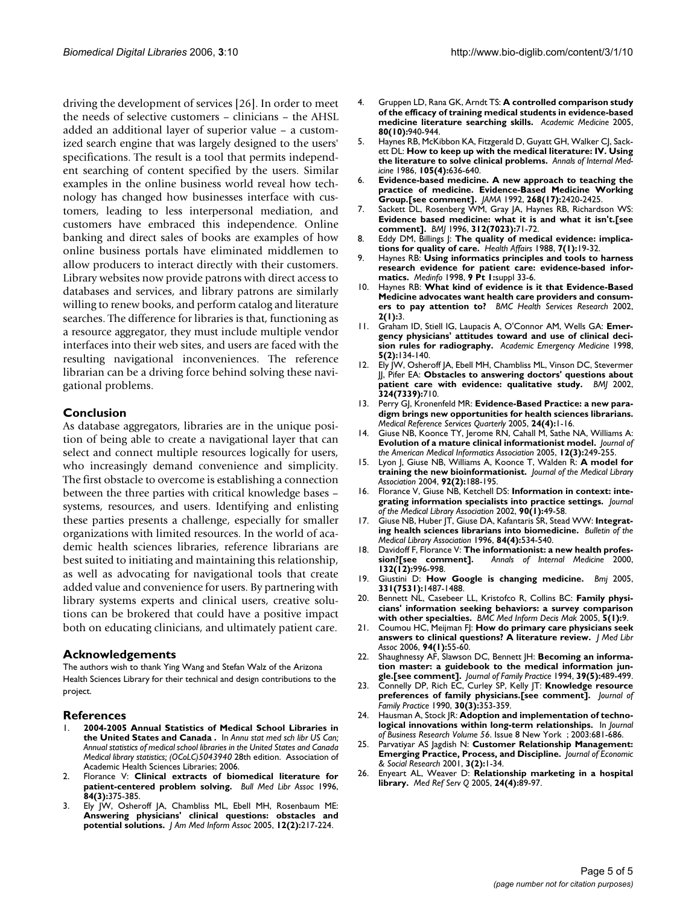driving the development of services [26]. In order to meet the needs of selective customers – clinicians – the AHSL added an additional layer of superior value – a customized search engine that was largely designed to the users' specifications. The result is a tool that permits independent searching of content specified by the users. Similar examples in the online business world reveal how technology has changed how businesses interface with customers, leading to less interpersonal mediation, and customers have embraced this independence. Online banking and direct sales of books are examples of how online business portals have eliminated middlemen to allow producers to interact directly with their customers. Library websites now provide patrons with direct access to databases and services, and library patrons are similarly willing to renew books, and perform catalog and literature searches. The difference for libraries is that, functioning as a resource aggregator, they must include multiple vendor interfaces into their web sites, and users are faced with the resulting navigational inconveniences. The reference librarian can be a driving force behind solving these navigational problems.

## Conclusion

As database aggregators, libraries are in the unique position of being able to create a navigational layer that can select and connect multiple resources logically for users, who increasingly demand convenience and simplicity. The first obstacle to overcome is establishing a connection between the three parties with critical knowledge bases – systems, resources, and users. Identifying and enlisting these parties presents a challenge, especially for smaller organizations with limited resources. In the world of academic health sciences libraries, reference librarians are best suited to initiating and maintaining this relationship, as well as advocating for navigational tools that create added value and convenience for users. By partnering with library systems experts and clinical users, creative solutions can be brokered that could have a positive impact both on educating clinicians, and ultimately patient care.

## Acknowledgements

The authors wish to thank Ying Wang and Stefan Walz of the Arizona Health Sciences Library for their technical and design contributions to the project.

## References

1. **2004-2005 Annual Statistics of Medical School Libraries in the United States and Canada .** In *Annu stat med sch libr US Can; Annual statistics of medical school libraries in the United States and Canada Medical library statistics; (OCoLC)5043940* 28th edition. Association of Academic Health Sciences Libraries; 2006.
2. Florance V: **Clinical extracts of biomedical literature for patient-centered problem solving.** *Bull Med Libr Assoc* 1996, **84(3):**375-385.
3. Ely JW, Osheroff JA, Chambliss ML, Ebell MH, Rosenbaum ME: **Answering physicians' clinical questions: obstacles and potential solutions.** *J Am Med Inform Assoc* 2005, **12(2):**217-224.
4. Gruppen LD, Rana GK, Arndt TS: **A controlled comparison study of the efficacy of training medical students in evidence-based medicine literature searching skills.** *Academic Medicine* 2005, **80(10):**940-944.
5. Haynes RB, McKibbon KA, Fitzgerald D, Guyatt GH, Walker CJ, Sackett DL: **How to keep up with the medical literature: IV. Using the literature to solve clinical problems.** *Annals of Internal Medicine* 1986, **105(4):**636-640.
6. **Evidence-based medicine. A new approach to teaching the practice of medicine. Evidence-Based Medicine Working Group.[see comment].** *JAMA* 1992, **268(17):**2420-2425.
7. Sackett DL, Rosenberg WM, Gray JA, Haynes RB, Richardson WS: **Evidence based medicine: what it is and what it isn't.[see comment].** *BMJ* 1996, **312(7023):**71-72.
8. Eddy DM, Billings J: **The quality of medical evidence: implications for quality of care.** *Health Affairs* 1988, **7(1):**19-32.
9. Haynes RB: **Using informatics principles and tools to harness research evidence for patient care: evidence-based informatics.** *Medinfo* 1998, **9 Pt 1:**suppl 33-6.
10. Haynes RB: **What kind of evidence is it that Evidence-Based Medicine advocates want health care providers and consumers to pay attention to?** *BMC Health Services Research* 2002, **2(1):**3.
11. Graham ID, Stiell IG, Laupacis A, O'Connor AM, Wells GA: **Emergency physicians' attitudes toward and use of clinical decision rules for radiography.** *Academic Emergency Medicine* 1998, **5(2):**134-140.
12. Ely JW, Osheroff JA, Ebell MH, Chambliss ML, Vinson DC, Stevermer JJ, Pifer EA: **Obstacles to answering doctors' questions about patient care with evidence: qualitative study.** *BMJ* 2002, **324(7339):**710.
13. Perry GJ, Kronenfeld MR: **Evidence-Based Practice: a new paradigm brings new opportunities for health sciences librarians.** *Medical Reference Services Quarterly* 2005, **24(4):**1-16.
14. Giuse NB, Koonce TY, Jerome RN, Cahall M, Sathe NA, Williams A: **Evolution of a mature clinical informationist model.** *Journal of the American Medical Informatics Association* 2005, **12(3):**249-255.
15. Lyon J, Giuse NB, Williams A, Koonce T, Walden R: **A model for training the new bioinformationist.** *Journal of the Medical Library Association* 2004, **92(2):**188-195.
16. Florance V, Giuse NB, Ketchell DS: **Information in context: integrating information specialists into practice settings.** *Journal of the Medical Library Association* 2002, **90(1):**49-58.
17. Giuse NB, Huber JT, Giuse DA, Kafantaris SR, Stead WW: **Integrating health sciences librarians into biomedicine.** *Bulletin of the Medical Library Association* 1996, **84(4):**534-540.
18. Davidoff F, Florance V: **The informationist: a new health profession?[see comment].** *Annals of Internal Medicine* 2000, **132(12):**996-998.
19. Giustini D: **How Google is changing medicine.** *Bmj* 2005, **331(7531):**1487-1488.
20. Bennett NL, Casebeer LL, Kristofco R, Collins BC: **Family physicians' information seeking behaviors: a survey comparison with other specialties.** *BMC Med Inform Decis Mak* 2005, **5(1):**9.
21. Coumou HC, Meijman FJ: **How do primary care physicians seek answers to clinical questions? A literature review.** *J Med Libr Assoc* 2006, **94(1):**55-60.
22. Shaughnessy AF, Slawson DC, Bennett JH: **Becoming an information master: a guidebook to the medical information jungle.[see comment].** *Journal of Family Practice* 1994, **39(5):**489-499.
23. Connelly DP, Rich EC, Curley SP, Kelly JT: **Knowledge resource preferences of family physicians.[see comment].** *Journal of Family Practice* 1990, **30(3):**353-359.
24. Hausman A, Stock JR: **Adoption and implementation of technological innovations within long-term relationships.** In *Journal of Business Research Volume 56*. Issue 8 New York ; 2003:681-686.
25. Parvatiyar AS Jagdish N: **Customer Relationship Management: Emerging Practice, Process, and Discipline.** *Journal of Economic & Social Research* 2001, **3(2):**1-34.
26. Enyeart AL, Weaver D: **Relationship marketing in a hospital library.** *Med Ref Serv Q* 2005, **24(4):**89-97.